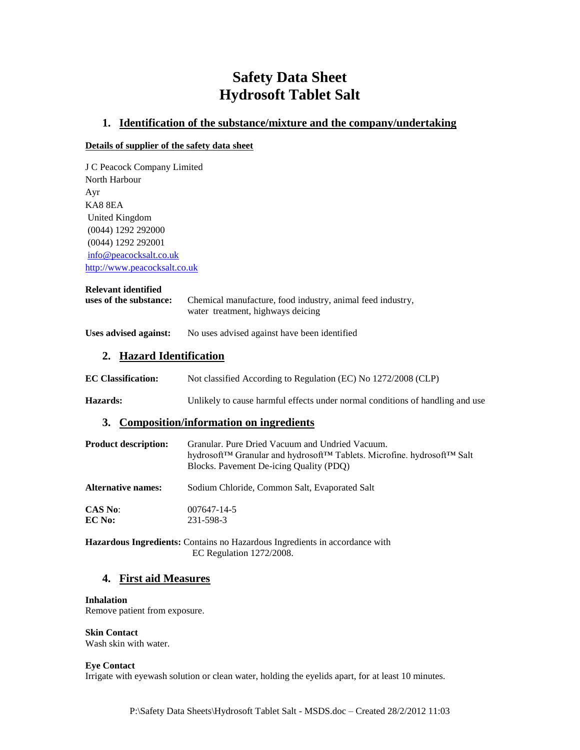# Safety Data Sheet
# Hydrosoft Tablet Salt

## 1. Identification of the substance/mixture and the company/undertaking

**Details of supplier of the safety data sheet**

J C Peacock Company Limited
North Harbour
Ayr
KA8 8EA
United Kingdom
(0044) 1292 292000
(0044) 1292 292001
info@peacocksalt.co.uk
http://www.peacocksalt.co.uk

**Relevant identified uses of the substance:** Chemical manufacture, food industry, animal feed industry, water treatment, highways deicing

**Uses advised against:** No uses advised against have been identified

## 2. Hazard Identification

**EC Classification:** Not classified According to Regulation (EC) No 1272/2008 (CLP)

**Hazards:** Unlikely to cause harmful effects under normal conditions of handling and use

## 3. Composition/information on ingredients

**Product description:** Granular. Pure Dried Vacuum and Undried Vacuum. hydrosoft™ Granular and hydrosoft™ Tablets. Microfine. hydrosoft™ Salt Blocks. Pavement De-icing Quality (PDQ)

**Alternative names:** Sodium Chloride, Common Salt, Evaporated Salt

**CAS No**: 007647-14-5
**EC No:** 231-598-3

**Hazardous Ingredients:** Contains no Hazardous Ingredients in accordance with EC Regulation 1272/2008.

## 4. First aid Measures

**Inhalation**
Remove patient from exposure.

**Skin Contact**
Wash skin with water.

**Eye Contact**
Irrigate with eyewash solution or clean water, holding the eyelids apart, for at least 10 minutes.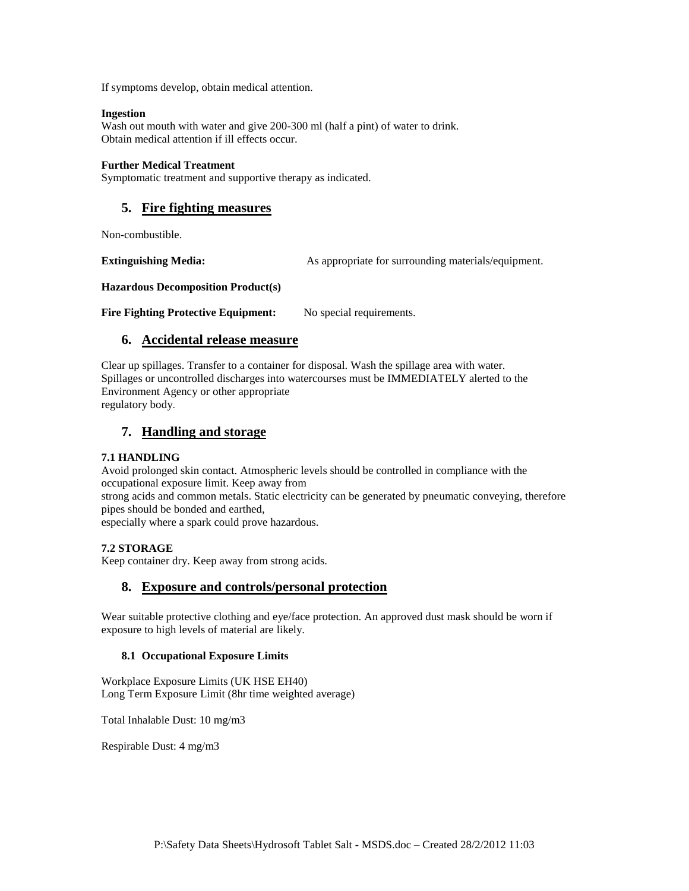If symptoms develop, obtain medical attention.

**Ingestion**
Wash out mouth with water and give 200-300 ml (half a pint) of water to drink.
Obtain medical attention if ill effects occur.

**Further Medical Treatment**
Symptomatic treatment and supportive therapy as indicated.

## 5. Fire fighting measures

Non-combustible.

**Extinguishing Media:** As appropriate for surrounding materials/equipment.

**Hazardous Decomposition Product(s)**

**Fire Fighting Protective Equipment:** No special requirements.

## 6. Accidental release measure

Clear up spillages. Transfer to a container for disposal. Wash the spillage area with water.
Spillages or uncontrolled discharges into watercourses must be IMMEDIATELY alerted to the Environment Agency or other appropriate
regulatory body.

## 7. Handling and storage

**7.1 HANDLING**
Avoid prolonged skin contact. Atmospheric levels should be controlled in compliance with the occupational exposure limit. Keep away from
strong acids and common metals. Static electricity can be generated by pneumatic conveying, therefore pipes should be bonded and earthed,
especially where a spark could prove hazardous.

**7.2 STORAGE**
Keep container dry. Keep away from strong acids.

## 8. Exposure and controls/personal protection

Wear suitable protective clothing and eye/face protection. An approved dust mask should be worn if exposure to high levels of material are likely.

### 8.1 Occupational Exposure Limits

Workplace Exposure Limits (UK HSE EH40)
Long Term Exposure Limit (8hr time weighted average)

Total Inhalable Dust: 10 mg/m3

Respirable Dust: 4 mg/m3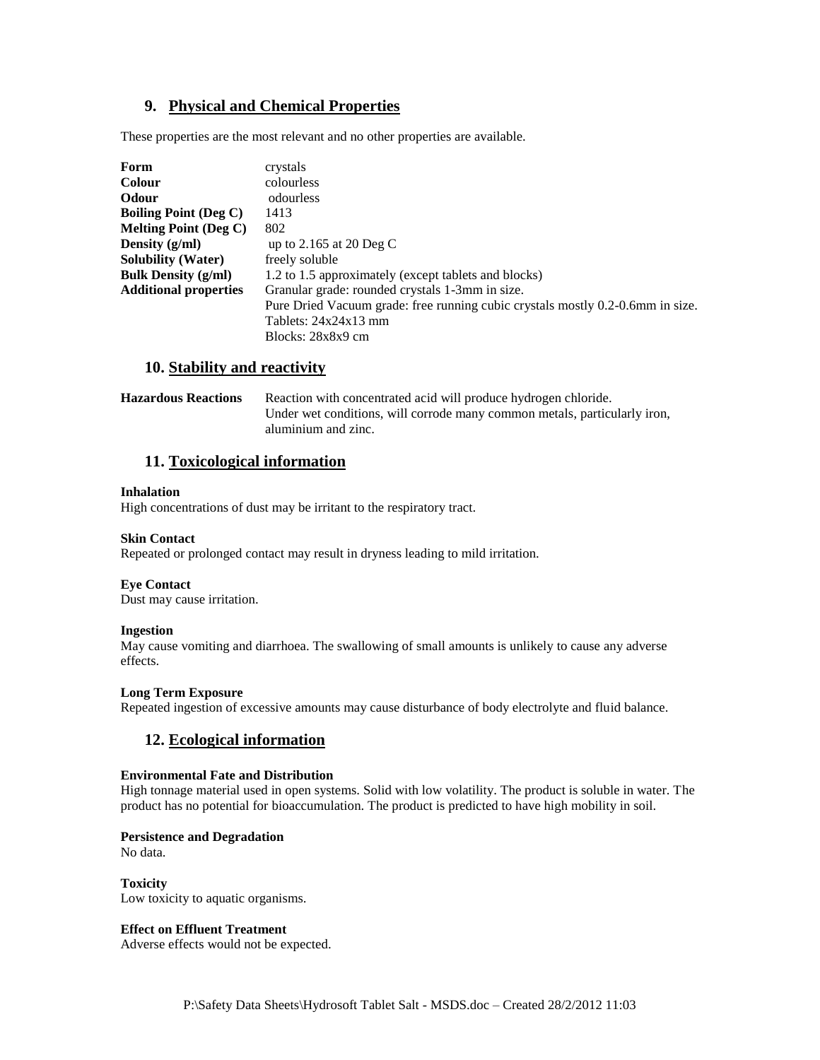## 9. Physical and Chemical Properties

These properties are the most relevant and no other properties are available.

| | |
|---|---|
| **Form** | crystals |
| **Colour** | colourless |
| **Odour** | odourless |
| **Boiling Point (Deg C)** | 1413 |
| **Melting Point (Deg C)** | 802 |
| **Density (g/ml)** | up to 2.165 at 20 Deg C |
| **Solubility (Water)** | freely soluble |
| **Bulk Density (g/ml)** | 1.2 to 1.5 approximately (except tablets and blocks) |
| **Additional properties** | Granular grade: rounded crystals 1-3mm in size.<br>Pure Dried Vacuum grade: free running cubic crystals mostly 0.2-0.6mm in size.<br>Tablets: 24x24x13 mm<br>Blocks: 28x8x9 cm |

## 10. Stability and reactivity

**Hazardous Reactions** Reaction with concentrated acid will produce hydrogen chloride. Under wet conditions, will corrode many common metals, particularly iron, aluminium and zinc.

## 11. Toxicological information

**Inhalation**
High concentrations of dust may be irritant to the respiratory tract.

**Skin Contact**
Repeated or prolonged contact may result in dryness leading to mild irritation.

**Eye Contact**
Dust may cause irritation.

**Ingestion**
May cause vomiting and diarrhoea. The swallowing of small amounts is unlikely to cause any adverse effects.

**Long Term Exposure**
Repeated ingestion of excessive amounts may cause disturbance of body electrolyte and fluid balance.

## 12. Ecological information

**Environmental Fate and Distribution**
High tonnage material used in open systems. Solid with low volatility. The product is soluble in water. The product has no potential for bioaccumulation. The product is predicted to have high mobility in soil.

**Persistence and Degradation**
No data.

**Toxicity**
Low toxicity to aquatic organisms.

**Effect on Effluent Treatment**
Adverse effects would not be expected.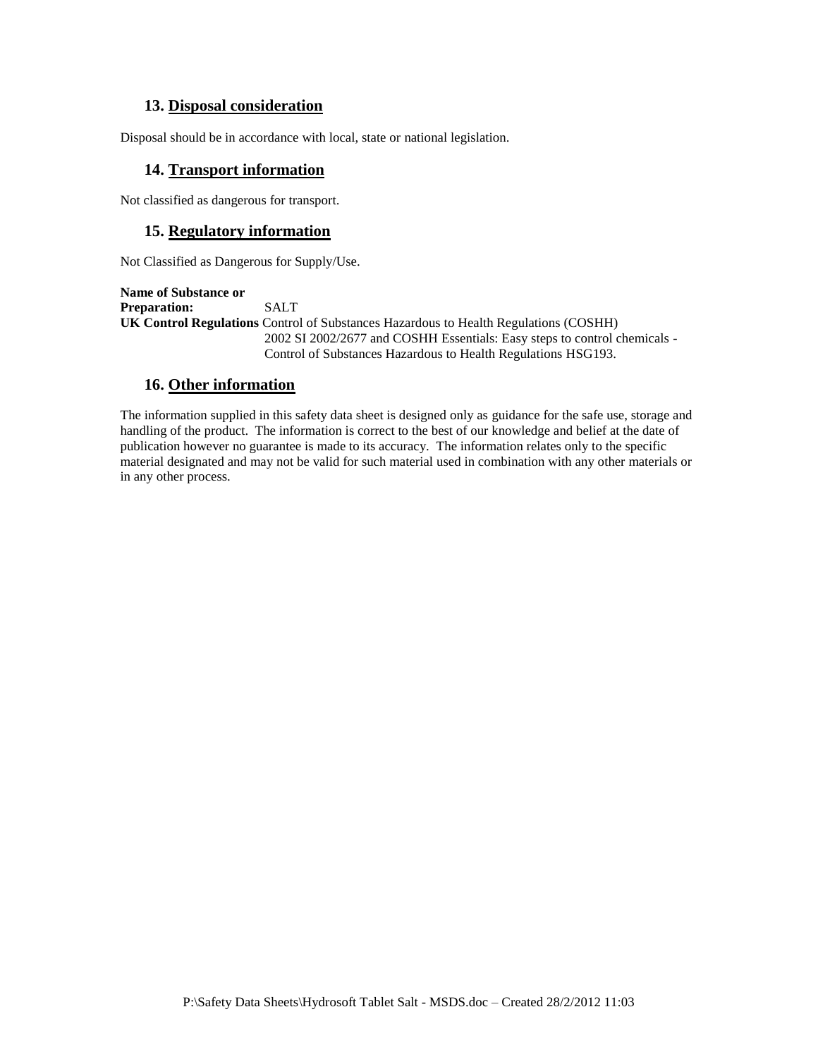## 13. Disposal consideration

Disposal should be in accordance with local, state or national legislation.

## 14. Transport information

Not classified as dangerous for transport.

## 15. Regulatory information

Not Classified as Dangerous for Supply/Use.

**Name of Substance or Preparation:** SALT

**UK Control Regulations** Control of Substances Hazardous to Health Regulations (COSHH) 2002 SI 2002/2677 and COSHH Essentials: Easy steps to control chemicals - Control of Substances Hazardous to Health Regulations HSG193.

## 16. Other information

The information supplied in this safety data sheet is designed only as guidance for the safe use, storage and handling of the product. The information is correct to the best of our knowledge and belief at the date of publication however no guarantee is made to its accuracy. The information relates only to the specific material designated and may not be valid for such material used in combination with any other materials or in any other process.